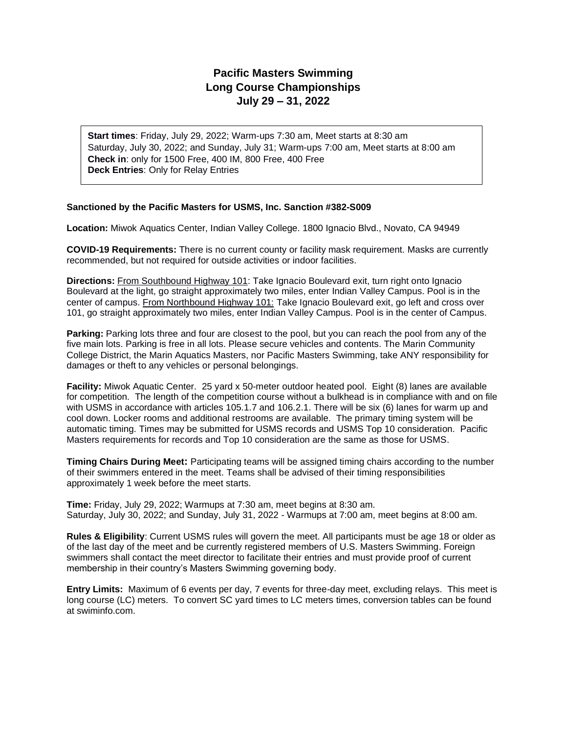# Pacific Masters Swimming
# Long Course Championships
# July 29 – 31, 2022

**Start times**: Friday, July 29, 2022; Warm-ups 7:30 am, Meet starts at 8:30 am
Saturday, July 30, 2022; and Sunday, July 31; Warm-ups 7:00 am, Meet starts at 8:00 am
**Check in**: only for 1500 Free, 400 IM, 800 Free, 400 Free
**Deck Entries**: Only for Relay Entries

**Sanctioned by the Pacific Masters for USMS, Inc. Sanction #382-S009**

**Location:** Miwok Aquatics Center, Indian Valley College. 1800 Ignacio Blvd., Novato, CA 94949

**COVID-19 Requirements:** There is no current county or facility mask requirement. Masks are currently recommended, but not required for outside activities or indoor facilities.

**Directions:** From Southbound Highway 101: Take Ignacio Boulevard exit, turn right onto Ignacio Boulevard at the light, go straight approximately two miles, enter Indian Valley Campus. Pool is in the center of campus. From Northbound Highway 101: Take Ignacio Boulevard exit, go left and cross over 101, go straight approximately two miles, enter Indian Valley Campus. Pool is in the center of Campus.

**Parking:** Parking lots three and four are closest to the pool, but you can reach the pool from any of the five main lots. Parking is free in all lots. Please secure vehicles and contents. The Marin Community College District, the Marin Aquatics Masters, nor Pacific Masters Swimming, take ANY responsibility for damages or theft to any vehicles or personal belongings.

**Facility:** Miwok Aquatic Center. 25 yard x 50-meter outdoor heated pool. Eight (8) lanes are available for competition. The length of the competition course without a bulkhead is in compliance with and on file with USMS in accordance with articles 105.1.7 and 106.2.1. There will be six (6) lanes for warm up and cool down. Locker rooms and additional restrooms are available. The primary timing system will be automatic timing. Times may be submitted for USMS records and USMS Top 10 consideration. Pacific Masters requirements for records and Top 10 consideration are the same as those for USMS.

**Timing Chairs During Meet:** Participating teams will be assigned timing chairs according to the number of their swimmers entered in the meet. Teams shall be advised of their timing responsibilities approximately 1 week before the meet starts.

**Time:** Friday, July 29, 2022; Warmups at 7:30 am, meet begins at 8:30 am.
Saturday, July 30, 2022; and Sunday, July 31, 2022 - Warmups at 7:00 am, meet begins at 8:00 am.

**Rules & Eligibility**: Current USMS rules will govern the meet. All participants must be age 18 or older as of the last day of the meet and be currently registered members of U.S. Masters Swimming. Foreign swimmers shall contact the meet director to facilitate their entries and must provide proof of current membership in their country's Masters Swimming governing body.

**Entry Limits:** Maximum of 6 events per day, 7 events for three-day meet, excluding relays. This meet is long course (LC) meters. To convert SC yard times to LC meters times, conversion tables can be found at swiminfo.com.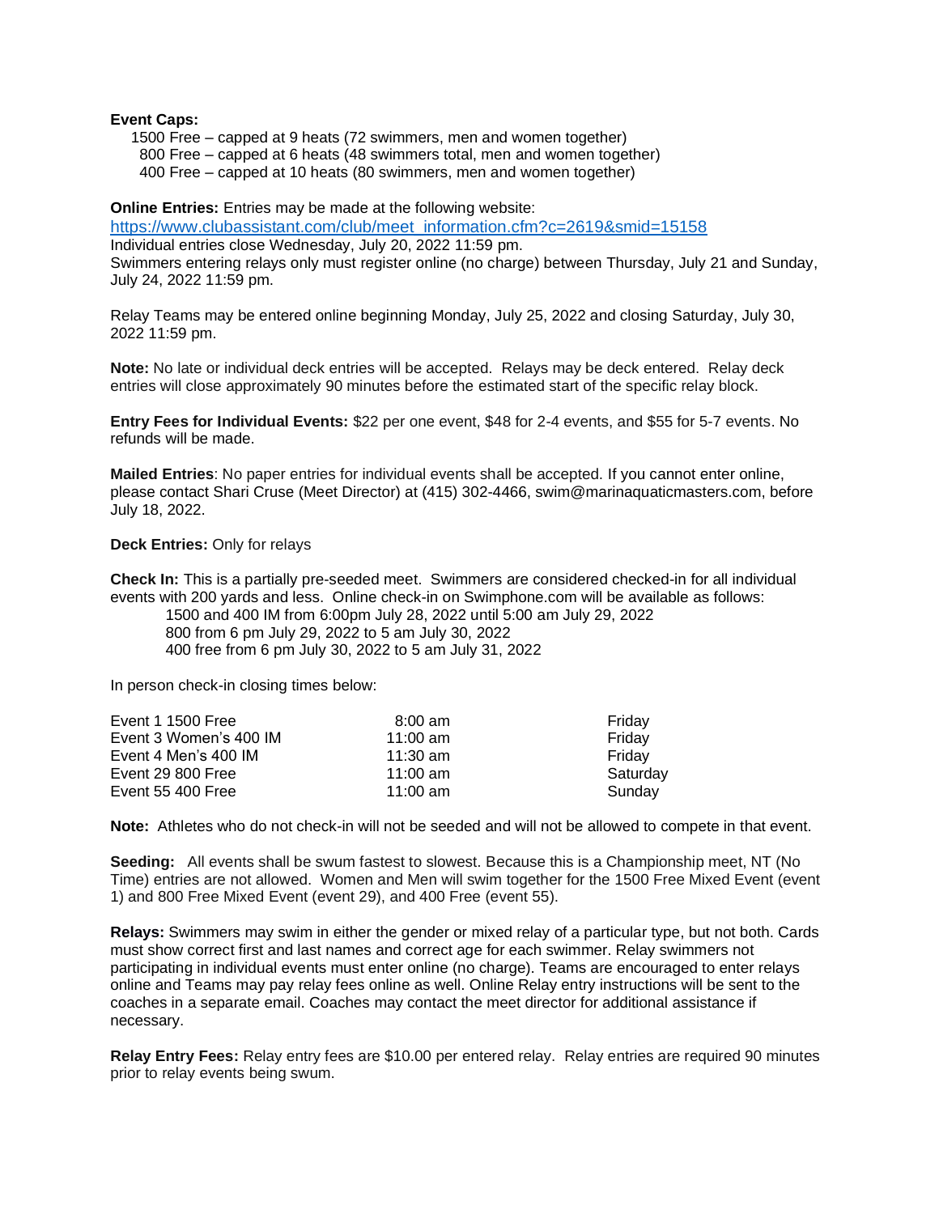**Event Caps:**

1500 Free – capped at 9 heats (72 swimmers, men and women together)
800 Free – capped at 6 heats (48 swimmers total, men and women together)
400 Free – capped at 10 heats (80 swimmers, men and women together)

**Online Entries:** Entries may be made at the following website:
https://www.clubassistant.com/club/meet_information.cfm?c=2619&smid=15158
Individual entries close Wednesday, July 20, 2022 11:59 pm.
Swimmers entering relays only must register online (no charge) between Thursday, July 21 and Sunday, July 24, 2022 11:59 pm.

Relay Teams may be entered online beginning Monday, July 25, 2022 and closing Saturday, July 30, 2022 11:59 pm.

**Note:** No late or individual deck entries will be accepted. Relays may be deck entered. Relay deck entries will close approximately 90 minutes before the estimated start of the specific relay block.

**Entry Fees for Individual Events:** $22 per one event, $48 for 2-4 events, and $55 for 5-7 events. No refunds will be made.

**Mailed Entries**: No paper entries for individual events shall be accepted. If you cannot enter online, please contact Shari Cruse (Meet Director) at (415) 302-4466, swim@marinaquaticmasters.com, before July 18, 2022.

**Deck Entries:** Only for relays

**Check In:** This is a partially pre-seeded meet. Swimmers are considered checked-in for all individual events with 200 yards and less. Online check-in on Swimphone.com will be available as follows:

1500 and 400 IM from 6:00pm July 28, 2022 until 5:00 am July 29, 2022
800 from 6 pm July 29, 2022 to 5 am July 30, 2022
400 free from 6 pm July 30, 2022 to 5 am July 31, 2022

In person check-in closing times below:

| | | |
|---|---|---|
| Event 1 1500 Free | 8:00 am | Friday |
| Event 3 Women's 400 IM | 11:00 am | Friday |
| Event 4 Men's 400 IM | 11:30 am | Friday |
| Event 29 800 Free | 11:00 am | Saturday |
| Event 55 400 Free | 11:00 am | Sunday |

**Note:** Athletes who do not check-in will not be seeded and will not be allowed to compete in that event.

**Seeding:** All events shall be swum fastest to slowest. Because this is a Championship meet, NT (No Time) entries are not allowed. Women and Men will swim together for the 1500 Free Mixed Event (event 1) and 800 Free Mixed Event (event 29), and 400 Free (event 55).

**Relays:** Swimmers may swim in either the gender or mixed relay of a particular type, but not both. Cards must show correct first and last names and correct age for each swimmer. Relay swimmers not participating in individual events must enter online (no charge). Teams are encouraged to enter relays online and Teams may pay relay fees online as well. Online Relay entry instructions will be sent to the coaches in a separate email. Coaches may contact the meet director for additional assistance if necessary.

**Relay Entry Fees:** Relay entry fees are $10.00 per entered relay. Relay entries are required 90 minutes prior to relay events being swum.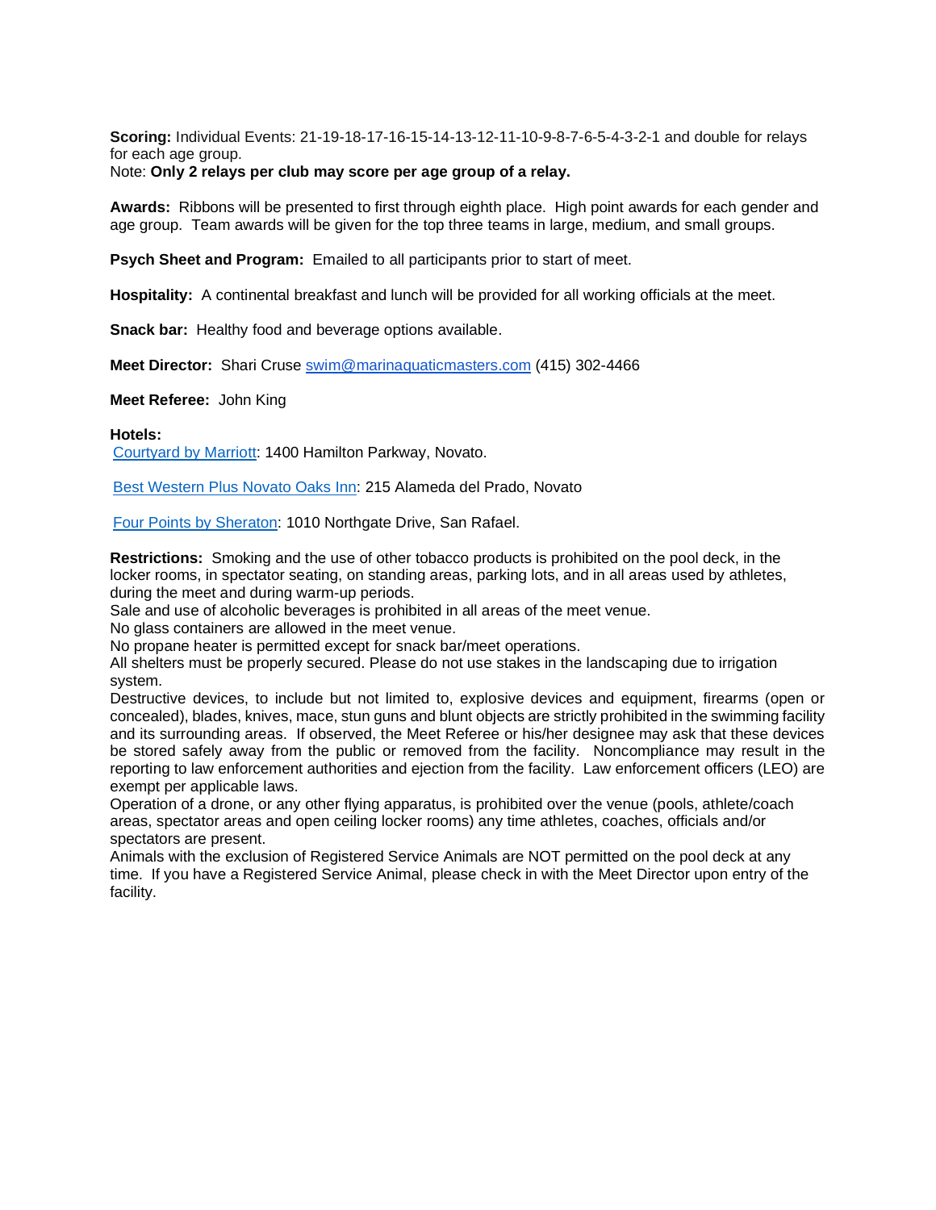**Scoring:** Individual Events: 21-19-18-17-16-15-14-13-12-11-10-9-8-7-6-5-4-3-2-1 and double for relays for each age group.
Note: **Only 2 relays per club may score per age group of a relay.**

**Awards:** Ribbons will be presented to first through eighth place. High point awards for each gender and age group. Team awards will be given for the top three teams in large, medium, and small groups.

**Psych Sheet and Program:** Emailed to all participants prior to start of meet.

**Hospitality:** A continental breakfast and lunch will be provided for all working officials at the meet.

**Snack bar:** Healthy food and beverage options available.

**Meet Director:** Shari Cruse swim@marinaquaticmasters.com (415) 302-4466

**Meet Referee:** John King

**Hotels:**
Courtyard by Marriott: 1400 Hamilton Parkway, Novato.

Best Western Plus Novato Oaks Inn: 215 Alameda del Prado, Novato

Four Points by Sheraton: 1010 Northgate Drive, San Rafael.

**Restrictions:** Smoking and the use of other tobacco products is prohibited on the pool deck, in the locker rooms, in spectator seating, on standing areas, parking lots, and in all areas used by athletes, during the meet and during warm-up periods.
Sale and use of alcoholic beverages is prohibited in all areas of the meet venue.
No glass containers are allowed in the meet venue.
No propane heater is permitted except for snack bar/meet operations.
All shelters must be properly secured. Please do not use stakes in the landscaping due to irrigation system.
Destructive devices, to include but not limited to, explosive devices and equipment, firearms (open or concealed), blades, knives, mace, stun guns and blunt objects are strictly prohibited in the swimming facility and its surrounding areas. If observed, the Meet Referee or his/her designee may ask that these devices be stored safely away from the public or removed from the facility. Noncompliance may result in the reporting to law enforcement authorities and ejection from the facility. Law enforcement officers (LEO) are exempt per applicable laws.
Operation of a drone, or any other flying apparatus, is prohibited over the venue (pools, athlete/coach areas, spectator areas and open ceiling locker rooms) any time athletes, coaches, officials and/or spectators are present.
Animals with the exclusion of Registered Service Animals are NOT permitted on the pool deck at any time. If you have a Registered Service Animal, please check in with the Meet Director upon entry of the facility.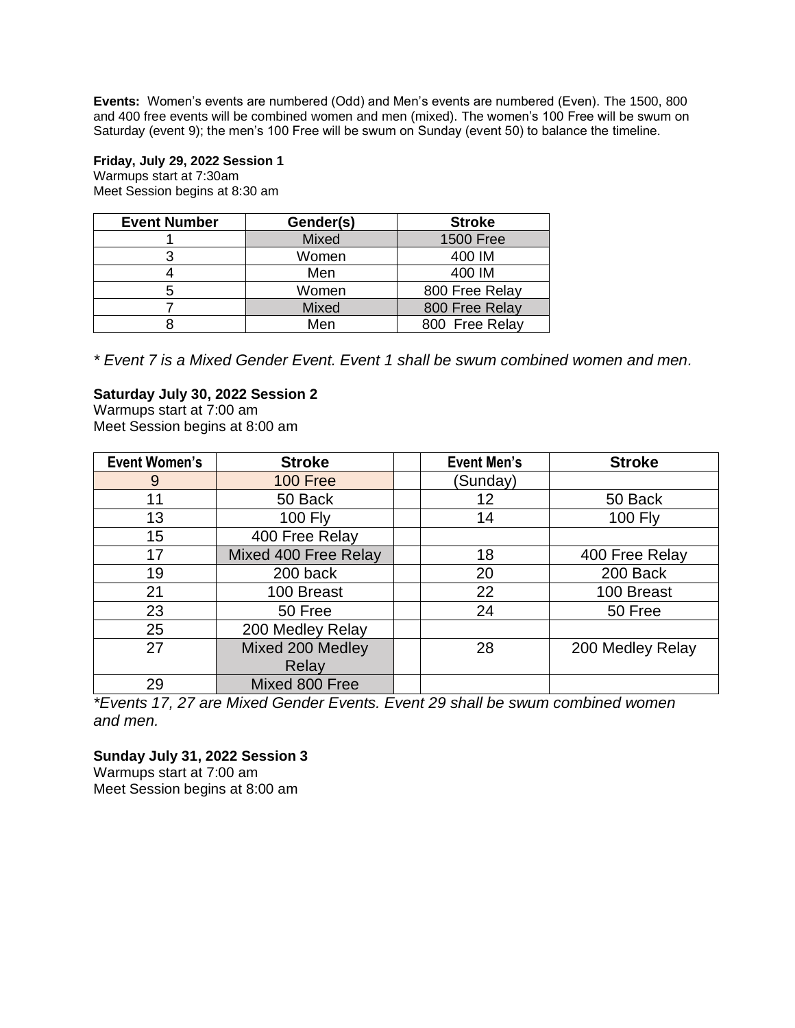**Events:** Women's events are numbered (Odd) and Men's events are numbered (Even). The 1500, 800 and 400 free events will be combined women and men (mixed). The women's 100 Free will be swum on Saturday (event 9); the men's 100 Free will be swum on Sunday (event 50) to balance the timeline.

**Friday, July 29, 2022 Session 1**
Warmups start at 7:30am
Meet Session begins at 8:30 am

| Event Number | Gender(s) | Stroke |
|---|---|---|
| 1 | Mixed | 1500 Free |
| 3 | Women | 400 IM |
| 4 | Men | 400 IM |
| 5 | Women | 800 Free Relay |
| 7 | Mixed | 800 Free Relay |
| 8 | Men | 800 Free Relay |

*\* Event 7 is a Mixed Gender Event. Event 1 shall be swum combined women and men.*

**Saturday July 30, 2022 Session 2**
Warmups start at 7:00 am
Meet Session begins at 8:00 am

| Event Women's | Stroke | | Event Men's | Stroke |
|---|---|---|---|---|
| 9 | 100 Free | | (Sunday) | |
| 11 | 50 Back | | 12 | 50 Back |
| 13 | 100 Fly | | 14 | 100 Fly |
| 15 | 400 Free Relay | | | |
| 17 | Mixed 400 Free Relay | | 18 | 400 Free Relay |
| 19 | 200 back | | 20 | 200 Back |
| 21 | 100 Breast | | 22 | 100 Breast |
| 23 | 50 Free | | 24 | 50 Free |
| 25 | 200 Medley Relay | | | |
| 27 | Mixed 200 Medley Relay | | 28 | 200 Medley Relay |
| 29 | Mixed 800 Free | | | |

*\*Events 17, 27 are Mixed Gender Events. Event 29 shall be swum combined women and men.*

**Sunday July 31, 2022 Session 3**
Warmups start at 7:00 am
Meet Session begins at 8:00 am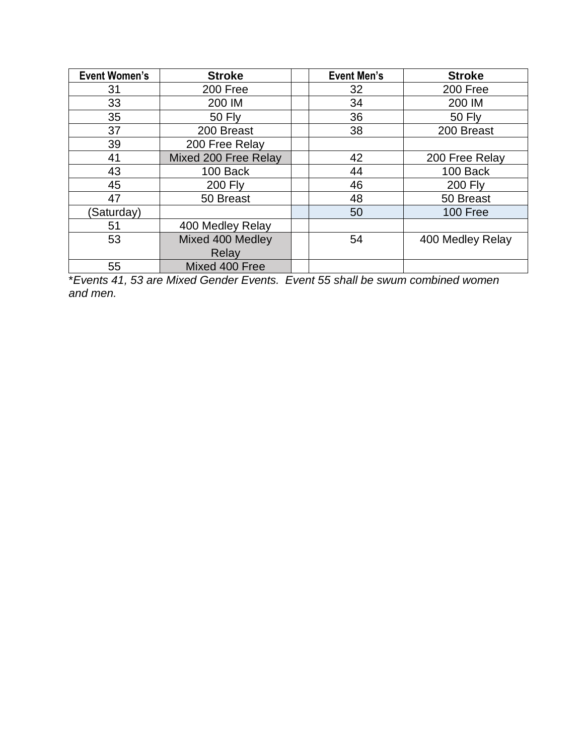| Event Women's | Stroke | | Event Men's | Stroke |
|---|---|---|---|---|
| 31 | 200 Free | | 32 | 200 Free |
| 33 | 200 IM | | 34 | 200 IM |
| 35 | 50 Fly | | 36 | 50 Fly |
| 37 | 200 Breast | | 38 | 200 Breast |
| 39 | 200 Free Relay | | | |
| 41 | Mixed 200 Free Relay | | 42 | 200 Free Relay |
| 43 | 100 Back | | 44 | 100 Back |
| 45 | 200 Fly | | 46 | 200 Fly |
| 47 | 50 Breast | | 48 | 50 Breast |
| (Saturday) | | | 50 | 100 Free |
| 51 | 400 Medley Relay | | | |
| 53 | Mixed 400 Medley Relay | | 54 | 400 Medley Relay |
| 55 | Mixed 400 Free | | | |

**Events 41, 53 are Mixed Gender Events. Event 55 shall be swum combined women and men.*